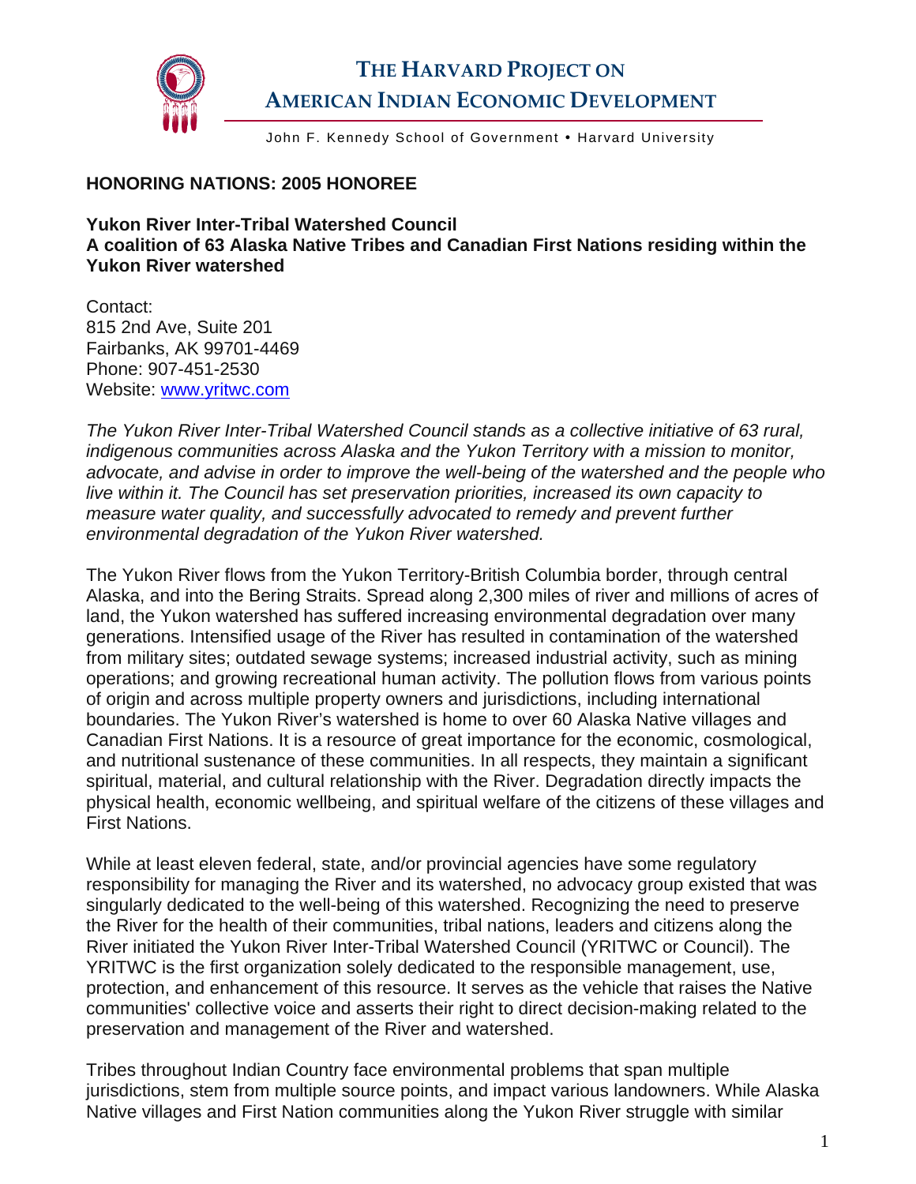# The Harvard Project on American Indian Economic Development

John F. Kennedy School of Government • Harvard University

## HONORING NATIONS: 2005 HONOREE

**Yukon River Inter-Tribal Watershed Council**
**A coalition of 63 Alaska Native Tribes and Canadian First Nations residing within the Yukon River watershed**

Contact:
815 2nd Ave, Suite 201
Fairbanks, AK 99701-4469
Phone: 907-451-2530
Website: [www.yritwc.com](www.yritwc.com)

*The Yukon River Inter-Tribal Watershed Council stands as a collective initiative of 63 rural, indigenous communities across Alaska and the Yukon Territory with a mission to monitor, advocate, and advise in order to improve the well-being of the watershed and the people who live within it. The Council has set preservation priorities, increased its own capacity to measure water quality, and successfully advocated to remedy and prevent further environmental degradation of the Yukon River watershed.*

The Yukon River flows from the Yukon Territory-British Columbia border, through central Alaska, and into the Bering Straits. Spread along 2,300 miles of river and millions of acres of land, the Yukon watershed has suffered increasing environmental degradation over many generations. Intensified usage of the River has resulted in contamination of the watershed from military sites; outdated sewage systems; increased industrial activity, such as mining operations; and growing recreational human activity. The pollution flows from various points of origin and across multiple property owners and jurisdictions, including international boundaries. The Yukon River's watershed is home to over 60 Alaska Native villages and Canadian First Nations. It is a resource of great importance for the economic, cosmological, and nutritional sustenance of these communities. In all respects, they maintain a significant spiritual, material, and cultural relationship with the River. Degradation directly impacts the physical health, economic wellbeing, and spiritual welfare of the citizens of these villages and First Nations.

While at least eleven federal, state, and/or provincial agencies have some regulatory responsibility for managing the River and its watershed, no advocacy group existed that was singularly dedicated to the well-being of this watershed. Recognizing the need to preserve the River for the health of their communities, tribal nations, leaders and citizens along the River initiated the Yukon River Inter-Tribal Watershed Council (YRITWC or Council). The YRITWC is the first organization solely dedicated to the responsible management, use, protection, and enhancement of this resource. It serves as the vehicle that raises the Native communities' collective voice and asserts their right to direct decision-making related to the preservation and management of the River and watershed.

Tribes throughout Indian Country face environmental problems that span multiple jurisdictions, stem from multiple source points, and impact various landowners. While Alaska Native villages and First Nation communities along the Yukon River struggle with similar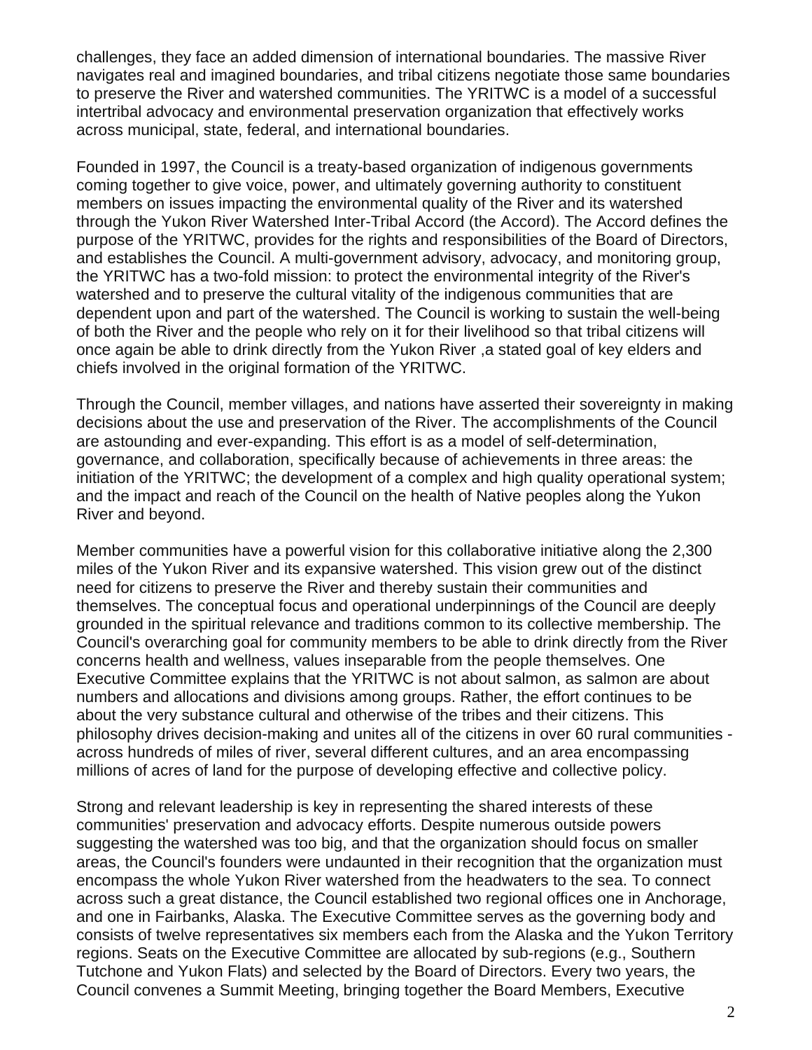challenges, they face an added dimension of international boundaries. The massive River navigates real and imagined boundaries, and tribal citizens negotiate those same boundaries to preserve the River and watershed communities. The YRITWC is a model of a successful intertribal advocacy and environmental preservation organization that effectively works across municipal, state, federal, and international boundaries.

Founded in 1997, the Council is a treaty-based organization of indigenous governments coming together to give voice, power, and ultimately governing authority to constituent members on issues impacting the environmental quality of the River and its watershed through the Yukon River Watershed Inter-Tribal Accord (the Accord). The Accord defines the purpose of the YRITWC, provides for the rights and responsibilities of the Board of Directors, and establishes the Council. A multi-government advisory, advocacy, and monitoring group, the YRITWC has a two-fold mission: to protect the environmental integrity of the River's watershed and to preserve the cultural vitality of the indigenous communities that are dependent upon and part of the watershed. The Council is working to sustain the well-being of both the River and the people who rely on it for their livelihood so that tribal citizens will once again be able to drink directly from the Yukon River ,a stated goal of key elders and chiefs involved in the original formation of the YRITWC.

Through the Council, member villages, and nations have asserted their sovereignty in making decisions about the use and preservation of the River. The accomplishments of the Council are astounding and ever-expanding. This effort is as a model of self-determination, governance, and collaboration, specifically because of achievements in three areas: the initiation of the YRITWC; the development of a complex and high quality operational system; and the impact and reach of the Council on the health of Native peoples along the Yukon River and beyond.

Member communities have a powerful vision for this collaborative initiative along the 2,300 miles of the Yukon River and its expansive watershed. This vision grew out of the distinct need for citizens to preserve the River and thereby sustain their communities and themselves. The conceptual focus and operational underpinnings of the Council are deeply grounded in the spiritual relevance and traditions common to its collective membership. The Council's overarching goal for community members to be able to drink directly from the River concerns health and wellness, values inseparable from the people themselves. One Executive Committee explains that the YRITWC is not about salmon, as salmon are about numbers and allocations and divisions among groups. Rather, the effort continues to be about the very substance cultural and otherwise of the tribes and their citizens. This philosophy drives decision-making and unites all of the citizens in over 60 rural communities - across hundreds of miles of river, several different cultures, and an area encompassing millions of acres of land for the purpose of developing effective and collective policy.

Strong and relevant leadership is key in representing the shared interests of these communities' preservation and advocacy efforts. Despite numerous outside powers suggesting the watershed was too big, and that the organization should focus on smaller areas, the Council's founders were undaunted in their recognition that the organization must encompass the whole Yukon River watershed from the headwaters to the sea. To connect across such a great distance, the Council established two regional offices one in Anchorage, and one in Fairbanks, Alaska. The Executive Committee serves as the governing body and consists of twelve representatives six members each from the Alaska and the Yukon Territory regions. Seats on the Executive Committee are allocated by sub-regions (e.g., Southern Tutchone and Yukon Flats) and selected by the Board of Directors. Every two years, the Council convenes a Summit Meeting, bringing together the Board Members, Executive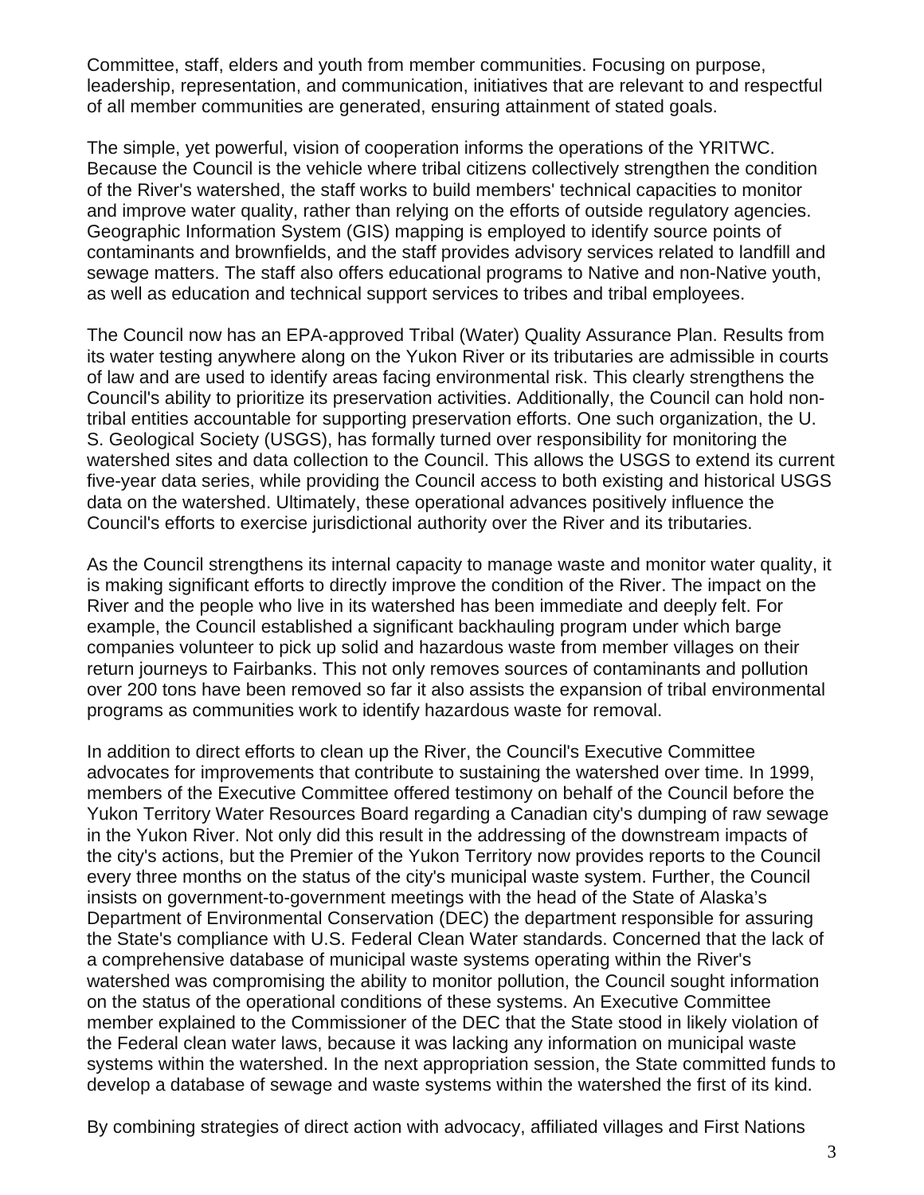Committee, staff, elders and youth from member communities. Focusing on purpose, leadership, representation, and communication, initiatives that are relevant to and respectful of all member communities are generated, ensuring attainment of stated goals.

The simple, yet powerful, vision of cooperation informs the operations of the YRITWC. Because the Council is the vehicle where tribal citizens collectively strengthen the condition of the River's watershed, the staff works to build members' technical capacities to monitor and improve water quality, rather than relying on the efforts of outside regulatory agencies. Geographic Information System (GIS) mapping is employed to identify source points of contaminants and brownfields, and the staff provides advisory services related to landfill and sewage matters. The staff also offers educational programs to Native and non-Native youth, as well as education and technical support services to tribes and tribal employees.

The Council now has an EPA-approved Tribal (Water) Quality Assurance Plan. Results from its water testing anywhere along on the Yukon River or its tributaries are admissible in courts of law and are used to identify areas facing environmental risk. This clearly strengthens the Council's ability to prioritize its preservation activities. Additionally, the Council can hold non-tribal entities accountable for supporting preservation efforts. One such organization, the U. S. Geological Society (USGS), has formally turned over responsibility for monitoring the watershed sites and data collection to the Council. This allows the USGS to extend its current five-year data series, while providing the Council access to both existing and historical USGS data on the watershed. Ultimately, these operational advances positively influence the Council's efforts to exercise jurisdictional authority over the River and its tributaries.

As the Council strengthens its internal capacity to manage waste and monitor water quality, it is making significant efforts to directly improve the condition of the River. The impact on the River and the people who live in its watershed has been immediate and deeply felt. For example, the Council established a significant backhauling program under which barge companies volunteer to pick up solid and hazardous waste from member villages on their return journeys to Fairbanks. This not only removes sources of contaminants and pollution over 200 tons have been removed so far it also assists the expansion of tribal environmental programs as communities work to identify hazardous waste for removal.

In addition to direct efforts to clean up the River, the Council's Executive Committee advocates for improvements that contribute to sustaining the watershed over time. In 1999, members of the Executive Committee offered testimony on behalf of the Council before the Yukon Territory Water Resources Board regarding a Canadian city's dumping of raw sewage in the Yukon River. Not only did this result in the addressing of the downstream impacts of the city's actions, but the Premier of the Yukon Territory now provides reports to the Council every three months on the status of the city's municipal waste system. Further, the Council insists on government-to-government meetings with the head of the State of Alaska's Department of Environmental Conservation (DEC) the department responsible for assuring the State's compliance with U.S. Federal Clean Water standards. Concerned that the lack of a comprehensive database of municipal waste systems operating within the River's watershed was compromising the ability to monitor pollution, the Council sought information on the status of the operational conditions of these systems. An Executive Committee member explained to the Commissioner of the DEC that the State stood in likely violation of the Federal clean water laws, because it was lacking any information on municipal waste systems within the watershed. In the next appropriation session, the State committed funds to develop a database of sewage and waste systems within the watershed the first of its kind.

By combining strategies of direct action with advocacy, affiliated villages and First Nations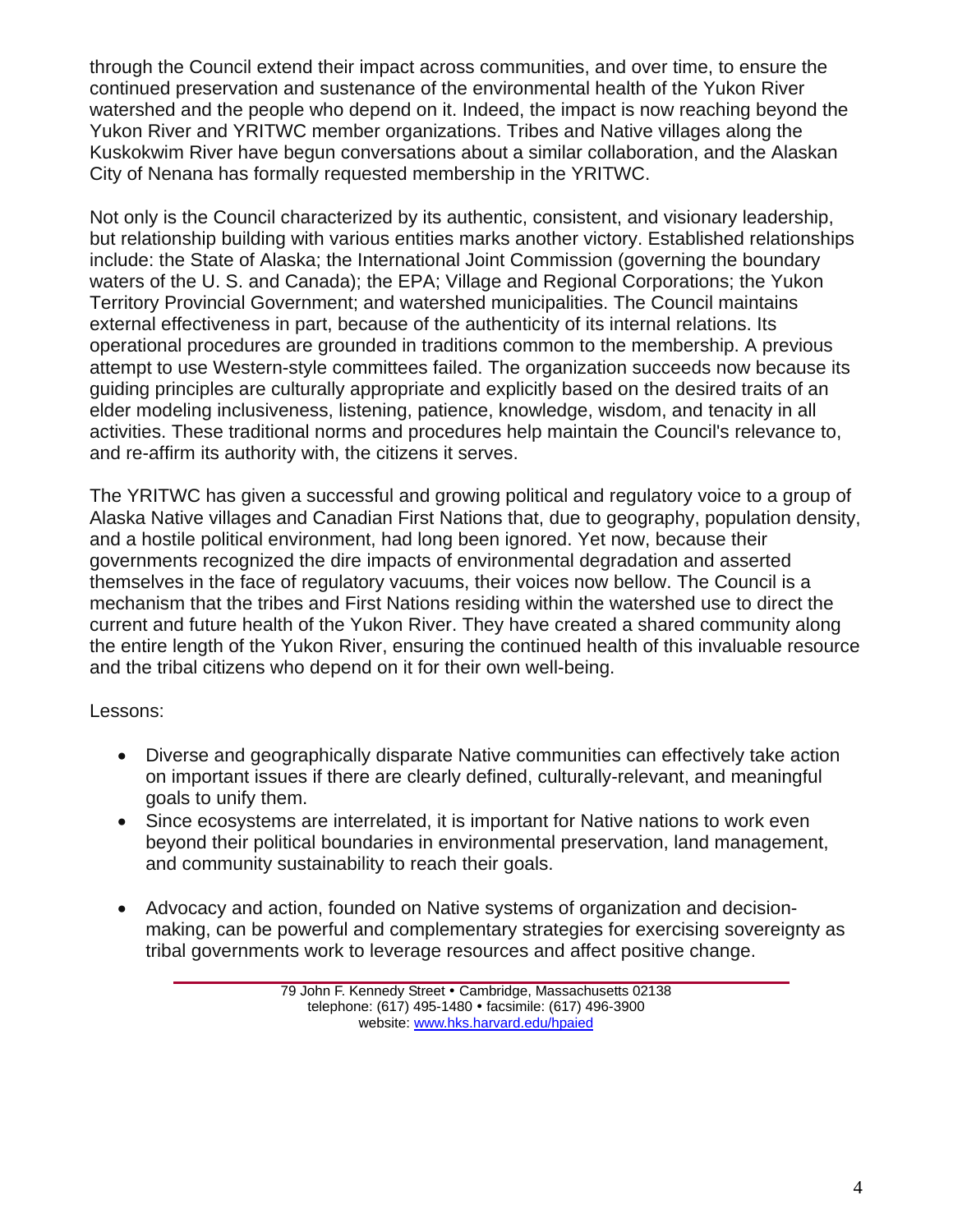through the Council extend their impact across communities, and over time, to ensure the continued preservation and sustenance of the environmental health of the Yukon River watershed and the people who depend on it. Indeed, the impact is now reaching beyond the Yukon River and YRITWC member organizations. Tribes and Native villages along the Kuskokwim River have begun conversations about a similar collaboration, and the Alaskan City of Nenana has formally requested membership in the YRITWC.

Not only is the Council characterized by its authentic, consistent, and visionary leadership, but relationship building with various entities marks another victory. Established relationships include: the State of Alaska; the International Joint Commission (governing the boundary waters of the U. S. and Canada); the EPA; Village and Regional Corporations; the Yukon Territory Provincial Government; and watershed municipalities. The Council maintains external effectiveness in part, because of the authenticity of its internal relations. Its operational procedures are grounded in traditions common to the membership. A previous attempt to use Western-style committees failed. The organization succeeds now because its guiding principles are culturally appropriate and explicitly based on the desired traits of an elder modeling inclusiveness, listening, patience, knowledge, wisdom, and tenacity in all activities. These traditional norms and procedures help maintain the Council's relevance to, and re-affirm its authority with, the citizens it serves.

The YRITWC has given a successful and growing political and regulatory voice to a group of Alaska Native villages and Canadian First Nations that, due to geography, population density, and a hostile political environment, had long been ignored. Yet now, because their governments recognized the dire impacts of environmental degradation and asserted themselves in the face of regulatory vacuums, their voices now bellow. The Council is a mechanism that the tribes and First Nations residing within the watershed use to direct the current and future health of the Yukon River. They have created a shared community along the entire length of the Yukon River, ensuring the continued health of this invaluable resource and the tribal citizens who depend on it for their own well-being.

Lessons:

- Diverse and geographically disparate Native communities can effectively take action on important issues if there are clearly defined, culturally-relevant, and meaningful goals to unify them.
- Since ecosystems are interrelated, it is important for Native nations to work even beyond their political boundaries in environmental preservation, land management, and community sustainability to reach their goals.
- Advocacy and action, founded on Native systems of organization and decision-making, can be powerful and complementary strategies for exercising sovereignty as tribal governments work to leverage resources and affect positive change.

79 John F. Kennedy Street • Cambridge, Massachusetts 02138
telephone: (617) 495-1480 • facsimile: (617) 496-3900
website: www.hks.harvard.edu/hpaied